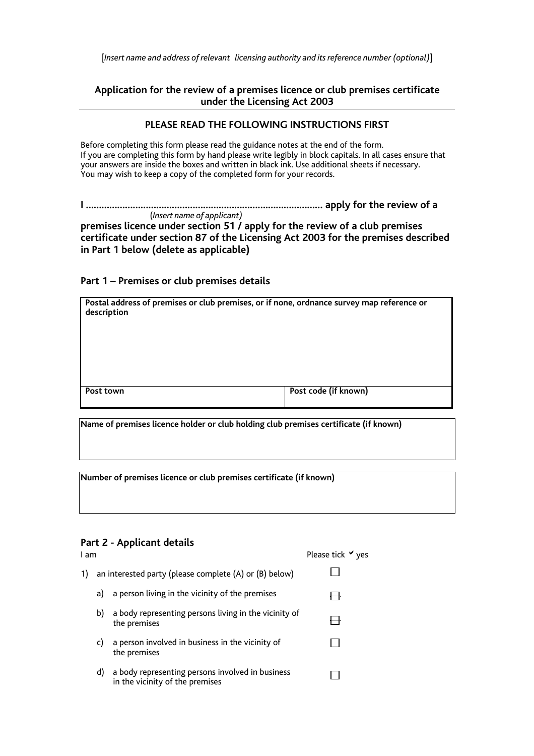[*Insert name and address of relevant licensing authority and its reference number (optional)*]

## Application for the review of a premises licence or club premises certificate under the Licensing Act 2003

### PLEASE READ THE FOLLOWING INSTRUCTIONS FIRST

Before completing this form please read the guidance notes at the end of the form.
If you are completing this form by hand please write legibly in block capitals. In all cases ensure that your answers are inside the boxes and written in black ink. Use additional sheets if necessary.
You may wish to keep a copy of the completed form for your records.

**I ……………………………………………………………………………… apply for the review of a**
(*Insert name of applicant)*
**premises licence under section 51 / apply for the review of a club premises certificate under section 87 of the Licensing Act 2003 for the premises described in Part 1 below (delete as applicable)**

### Part 1 – Premises or club premises details

| **Postal address of premises or club premises, or if none, ordnance survey map reference or description** | |
|---|---|
| | |
| **Post town** | **Post code (if known)** |

| **Name of premises licence holder or club holding club premises certificate (if known)** |
|---|
| |

| **Number of premises licence or club premises certificate (if known)** |
|---|
| |

### Part 2 - Applicant details

| I am | | Please tick ✓ yes |
|---|---|---|
| 1) | an interested party (please complete (A) or (B) below) | ☐ |
| | a) a person living in the vicinity of the premises | ☐ |
| | b) a body representing persons living in the vicinity of the premises | ☐ |
| | c) a person involved in business in the vicinity of the premises | ☐ |
| | d) a body representing persons involved in business in the vicinity of the premises | ☐ |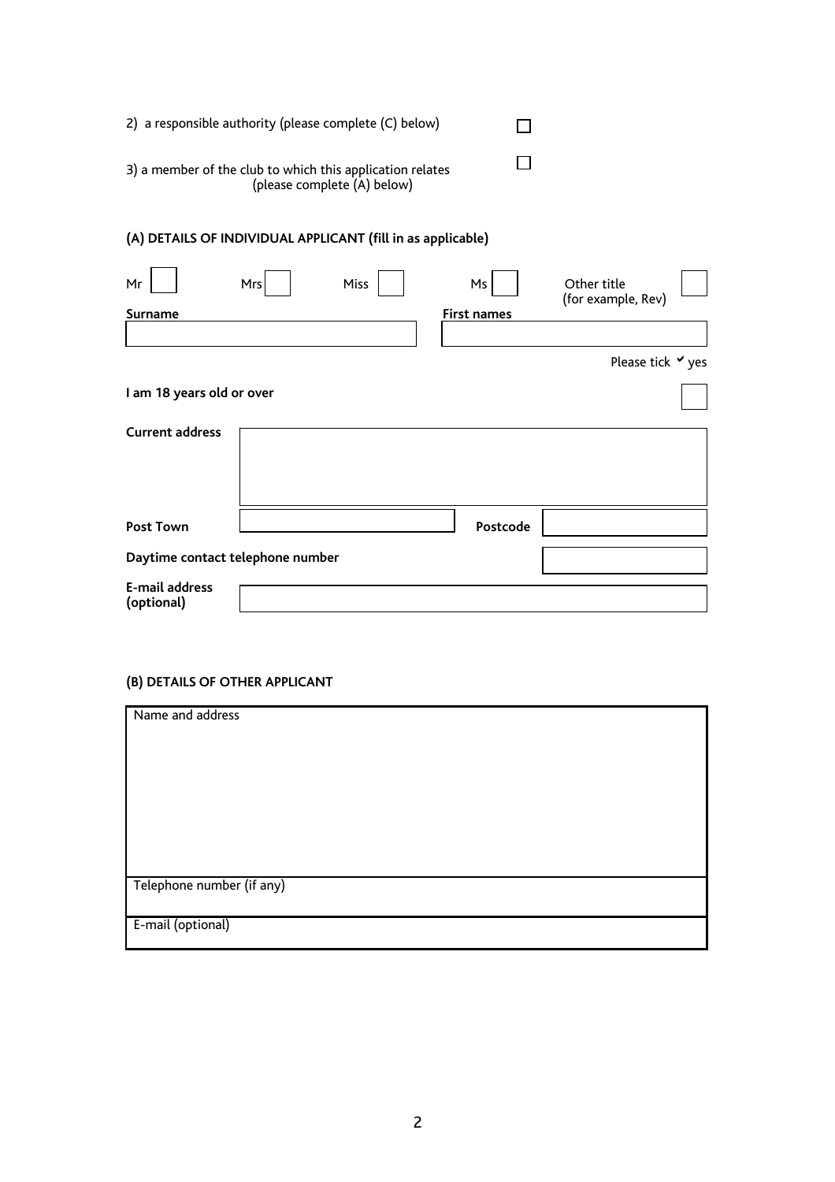2) a responsible authority (please complete (C) below) ☐

3) a member of the club to which this application relates (please complete (A) below) ☐

**(A) DETAILS OF INDIVIDUAL APPLICANT (fill in as applicable)**

Mr ☐ Mrs ☐ Miss ☐ Ms ☐ Other title (for example, Rev) ☐

| **Surname** | **First names** |
|---|---|
| | |

Please tick ✔ yes

**I am 18 years old or over** ☐

| | | | |
|---|---|---|---|
| **Current address** | | | |
| **Post Town** | | **Postcode** | |
| **Daytime contact telephone number** | | | |
| **E-mail address (optional)** | | | |

**(B) DETAILS OF OTHER APPLICANT**

| Name and address |
|---|
| |
| Telephone number (if any) |
| E-mail (optional) |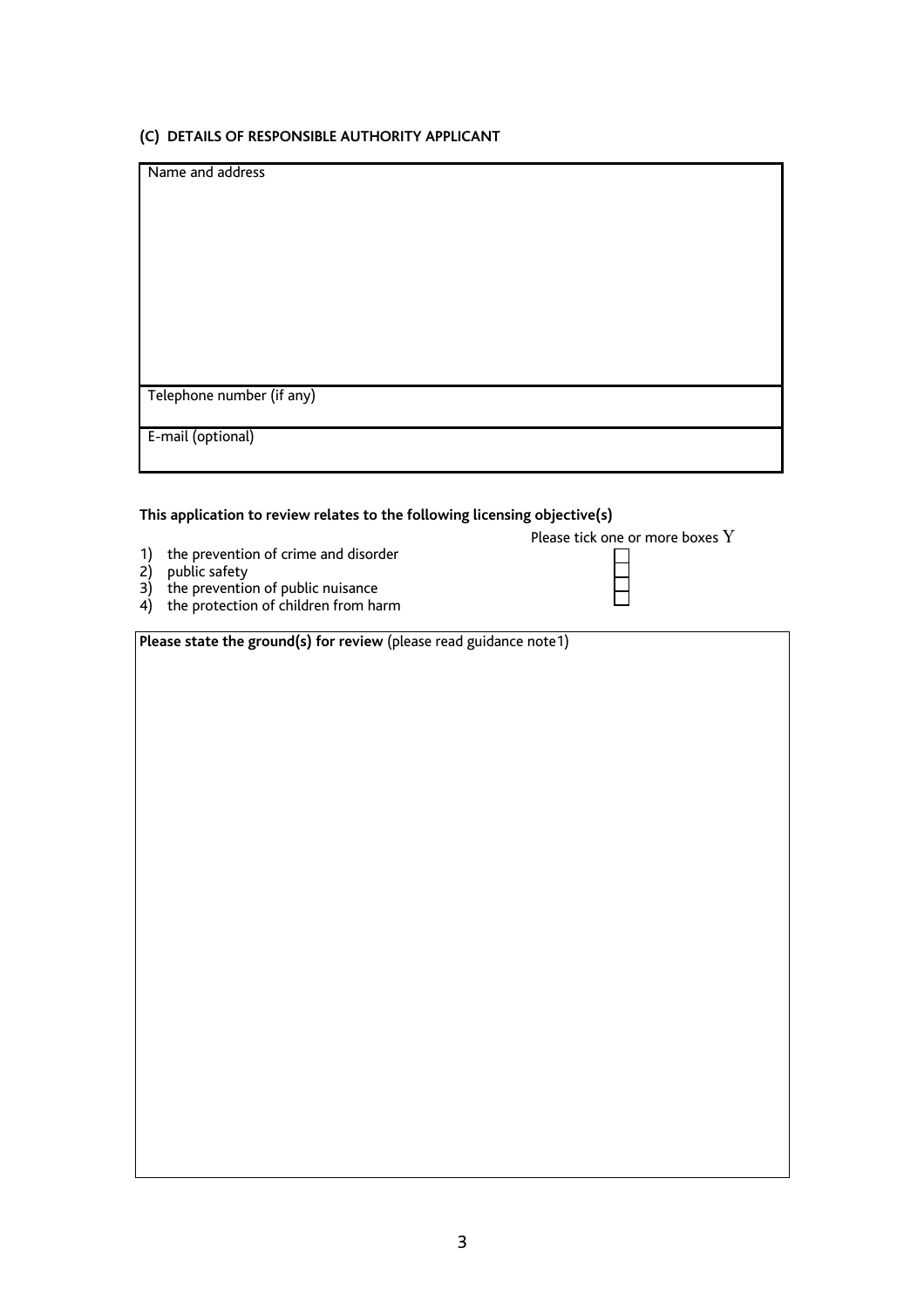### (C) DETAILS OF RESPONSIBLE AUTHORITY APPLICANT

| Name and address |
|---|
| Telephone number (if any) |
| E-mail (optional) |

**This application to review relates to the following licensing objective(s)**

Please tick one or more boxes Y

1) the prevention of crime and disorder ☐
2) public safety ☐
3) the prevention of public nuisance ☐
4) the protection of children from harm ☐

**Please state the ground(s) for review** (please read guidance note1)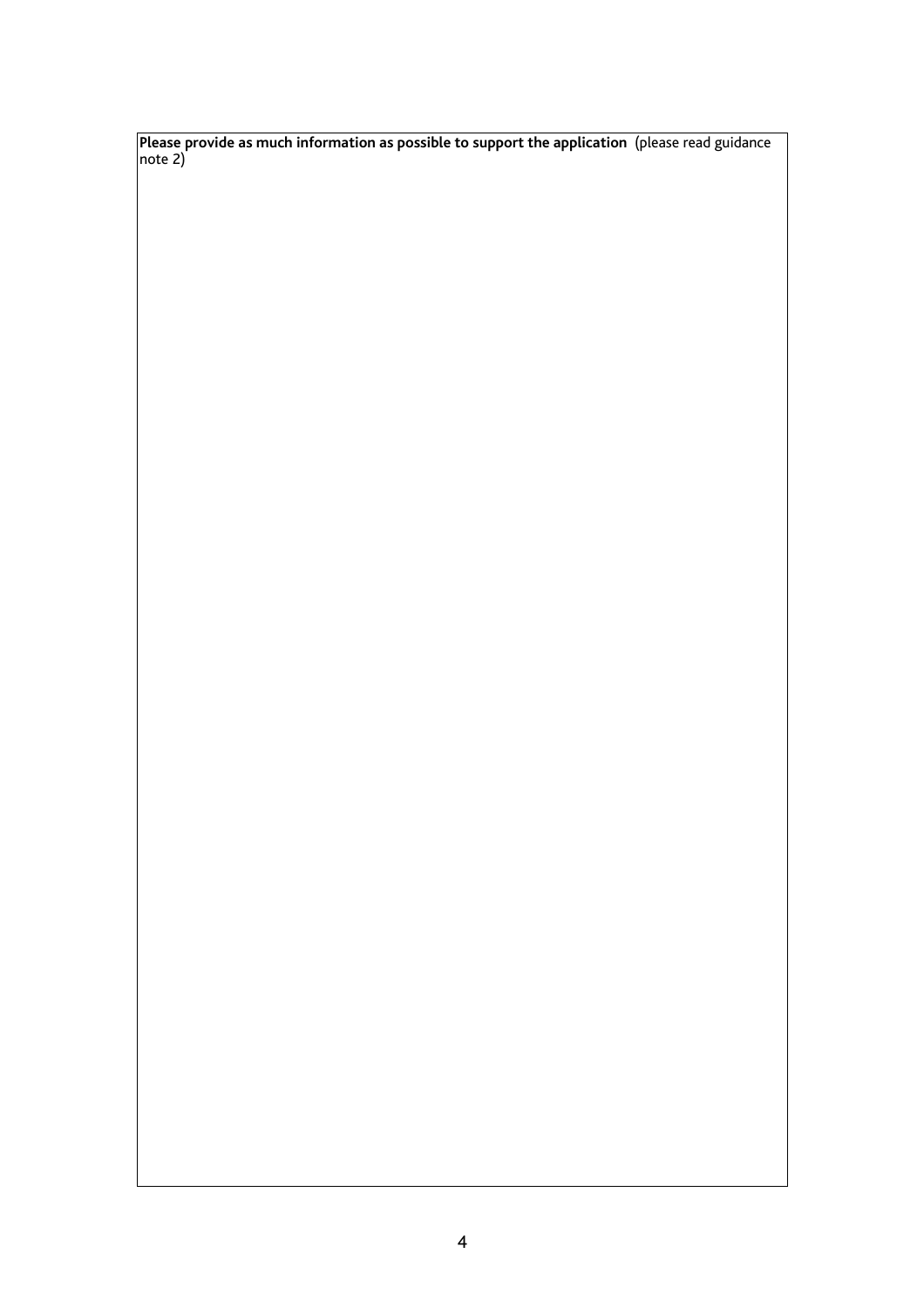**Please provide as much information as possible to support the application** (please read guidance note 2)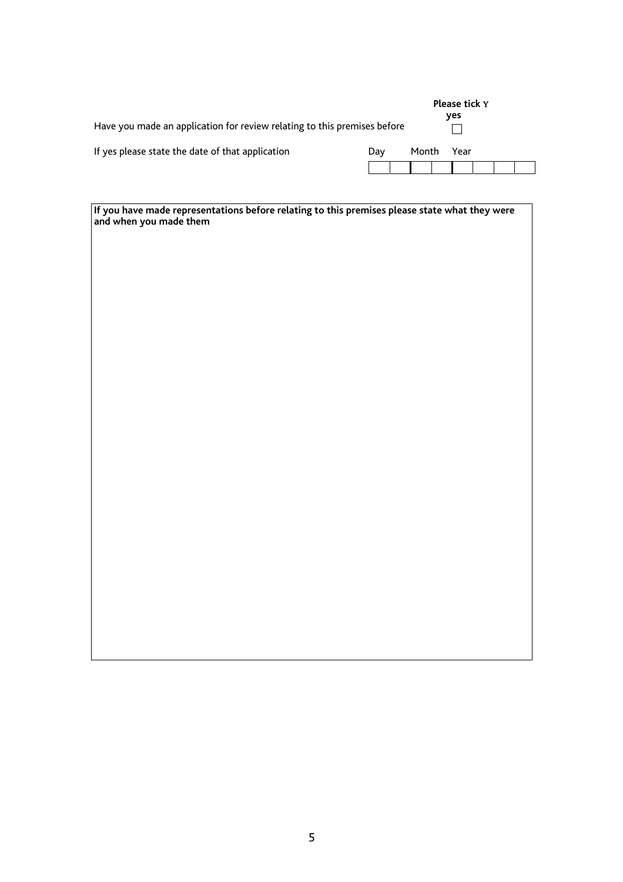| | Please tick Y yes |
|---|---|
| Have you made an application for review relating to this premises before | ☐ |

If yes please state the date of that application

| Day | | Month | | Year | | | |
|---|---|---|---|---|---|---|---|
| | | | | | | | |

| If you have made representations before relating to this premises please state what they were and when you made them |
|---|
| |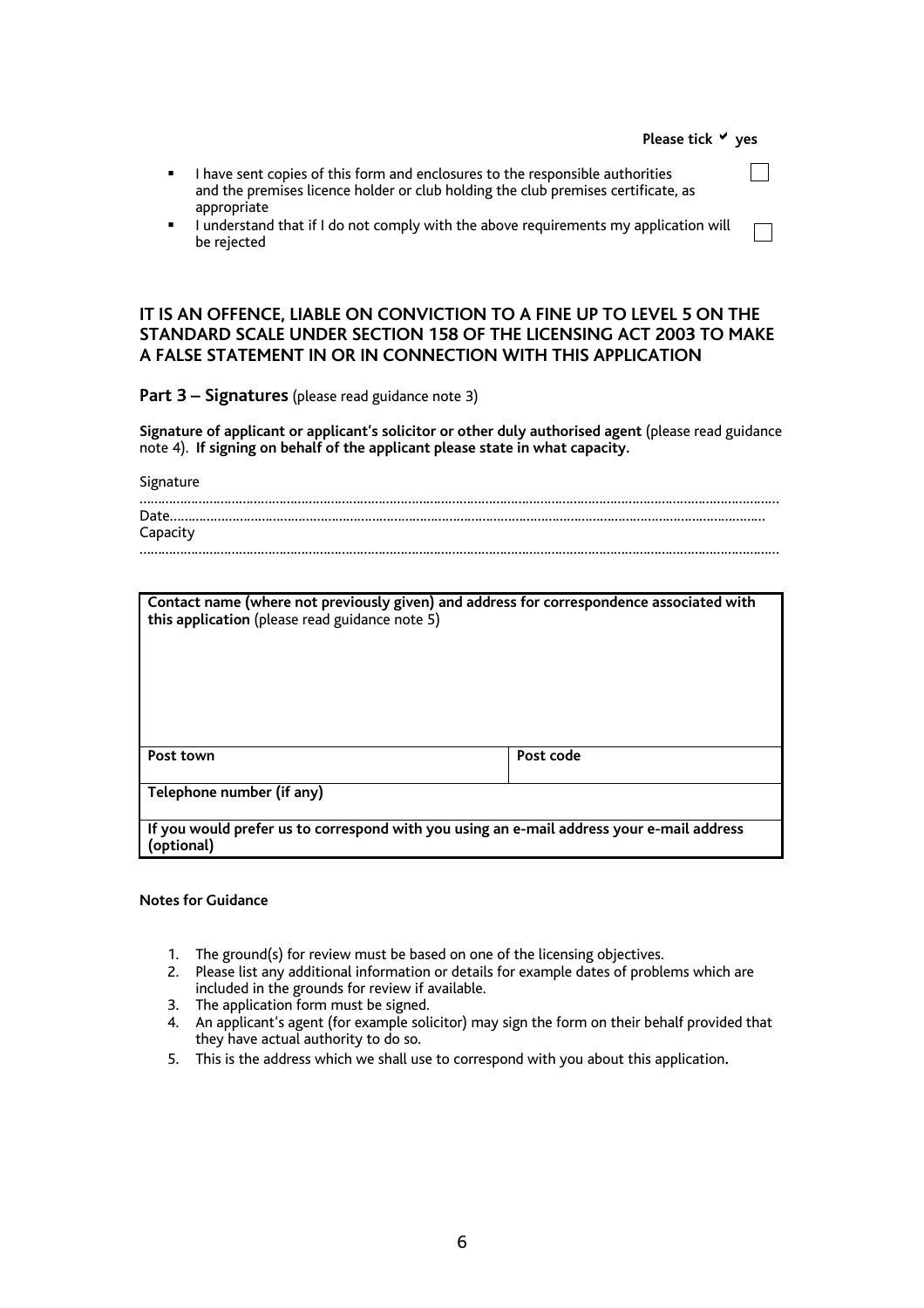**Please tick ✓ yes**

- I have sent copies of this form and enclosures to the responsible authorities and the premises licence holder or club holding the club premises certificate, as appropriate ☐
- I understand that if I do not comply with the above requirements my application will be rejected ☐

**IT IS AN OFFENCE, LIABLE ON CONVICTION TO A FINE UP TO LEVEL 5 ON THE STANDARD SCALE UNDER SECTION 158 OF THE LICENSING ACT 2003 TO MAKE A FALSE STATEMENT IN OR IN CONNECTION WITH THIS APPLICATION**

## Part 3 – Signatures (please read guidance note 3)

**Signature of applicant or applicant's solicitor or other duly authorised agent** (please read guidance note 4). **If signing on behalf of the applicant please state in what capacity.**

Signature
……………………………………………………………………………………………………………………………………………………

Date……………………………………………………………………………………………………………………………………………

Capacity
……………………………………………………………………………………………………………………………………………………

| | |
|---|---|
| **Contact name (where not previously given) and address for correspondence associated with this application** (please read guidance note 5) | |
| **Post town** | **Post code** |
| **Telephone number (if any)** | |
| **If you would prefer us to correspond with you using an e-mail address your e-mail address (optional)** | |

**Notes for Guidance**

1. The ground(s) for review must be based on one of the licensing objectives.
2. Please list any additional information or details for example dates of problems which are included in the grounds for review if available.
3. The application form must be signed.
4. An applicant's agent (for example solicitor) may sign the form on their behalf provided that they have actual authority to do so.
5. This is the address which we shall use to correspond with you about this application.